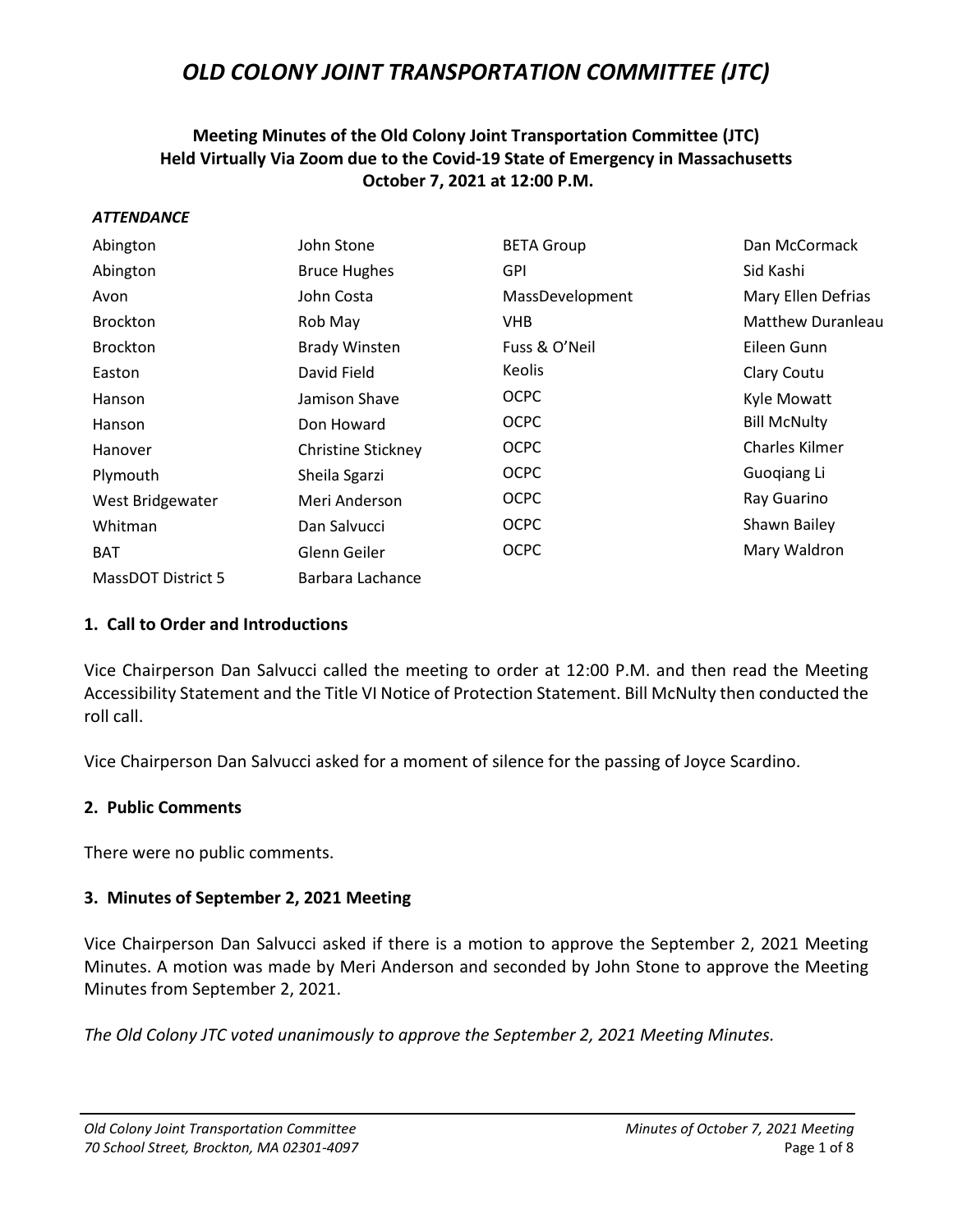# OLD COLONY JOINT TRANSPORTATION COMMITTEE (JTC)

**Meeting Minutes of the Old Colony Joint Transportation Committee (JTC)**
**Held Virtually Via Zoom due to the Covid-19 State of Emergency in Massachusetts**
**October 7, 2021 at 12:00 P.M.**

***ATTENDANCE***

| | | | |
|---|---|---|---|
| Abington | John Stone | BETA Group | Dan McCormack |
| Abington | Bruce Hughes | GPI | Sid Kashi |
| Avon | John Costa | MassDevelopment | Mary Ellen Defrias |
| Brockton | Rob May | VHB | Matthew Duranleau |
| Brockton | Brady Winsten | Fuss & O'Neil | Eileen Gunn |
| Easton | David Field | Keolis | Clary Coutu |
| Hanson | Jamison Shave | OCPC | Kyle Mowatt |
| Hanson | Don Howard | OCPC | Bill McNulty |
| Hanover | Christine Stickney | OCPC | Charles Kilmer |
| Plymouth | Sheila Sgarzi | OCPC | Guoqiang Li |
| West Bridgewater | Meri Anderson | OCPC | Ray Guarino |
| Whitman | Dan Salvucci | OCPC | Shawn Bailey |
| BAT | Glenn Geiler | OCPC | Mary Waldron |
| MassDOT District 5 | Barbara Lachance | | |

### 1. Call to Order and Introductions

Vice Chairperson Dan Salvucci called the meeting to order at 12:00 P.M. and then read the Meeting Accessibility Statement and the Title VI Notice of Protection Statement. Bill McNulty then conducted the roll call.

Vice Chairperson Dan Salvucci asked for a moment of silence for the passing of Joyce Scardino.

### 2. Public Comments

There were no public comments.

### 3. Minutes of September 2, 2021 Meeting

Vice Chairperson Dan Salvucci asked if there is a motion to approve the September 2, 2021 Meeting Minutes. A motion was made by Meri Anderson and seconded by John Stone to approve the Meeting Minutes from September 2, 2021.

*The Old Colony JTC voted unanimously to approve the September 2, 2021 Meeting Minutes.*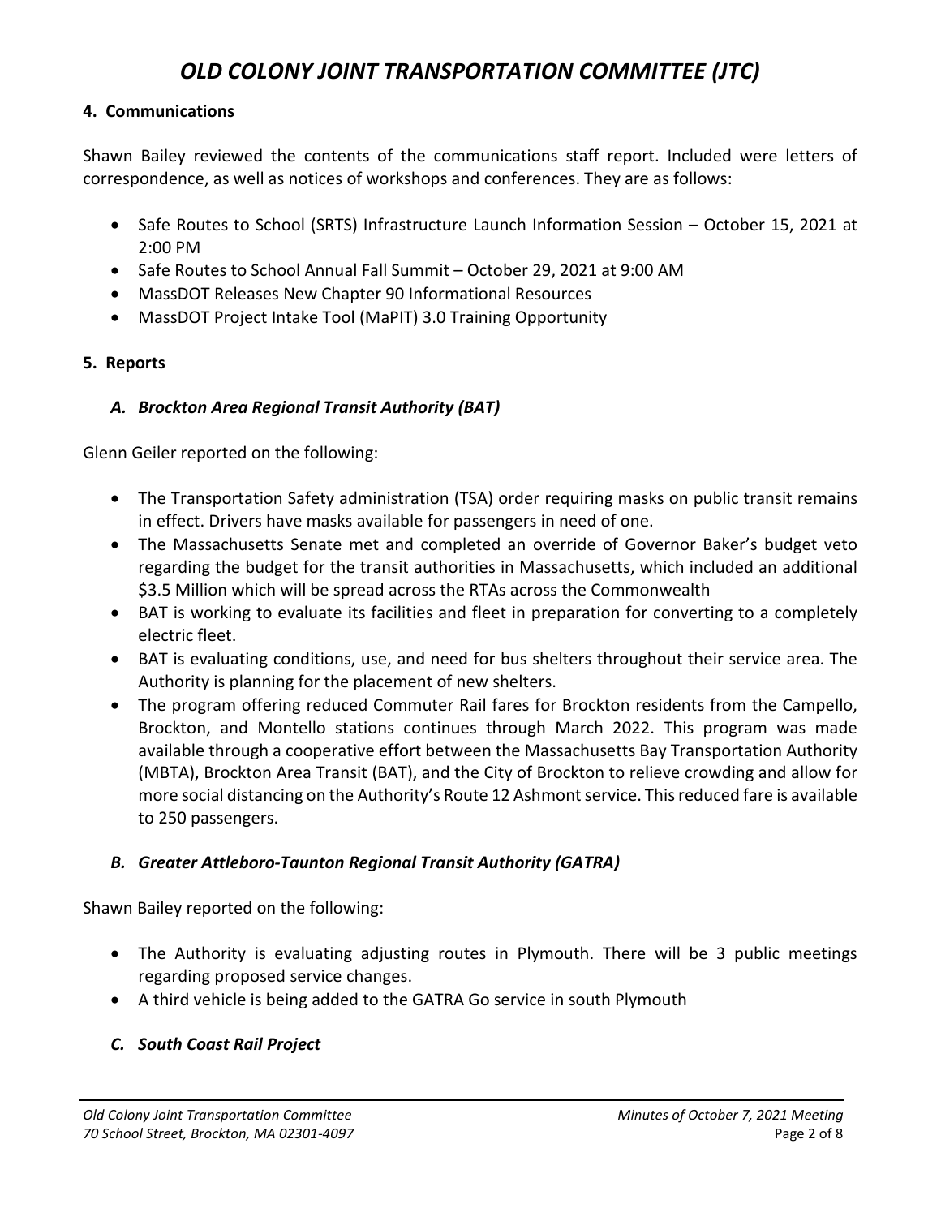## 4. Communications

Shawn Bailey reviewed the contents of the communications staff report. Included were letters of correspondence, as well as notices of workshops and conferences. They are as follows:

- Safe Routes to School (SRTS) Infrastructure Launch Information Session – October 15, 2021 at 2:00 PM
- Safe Routes to School Annual Fall Summit – October 29, 2021 at 9:00 AM
- MassDOT Releases New Chapter 90 Informational Resources
- MassDOT Project Intake Tool (MaPIT) 3.0 Training Opportunity

## 5. Reports

### *A. Brockton Area Regional Transit Authority (BAT)*

Glenn Geiler reported on the following:

- The Transportation Safety administration (TSA) order requiring masks on public transit remains in effect. Drivers have masks available for passengers in need of one.
- The Massachusetts Senate met and completed an override of Governor Baker's budget veto regarding the budget for the transit authorities in Massachusetts, which included an additional $3.5 Million which will be spread across the RTAs across the Commonwealth
- BAT is working to evaluate its facilities and fleet in preparation for converting to a completely electric fleet.
- BAT is evaluating conditions, use, and need for bus shelters throughout their service area. The Authority is planning for the placement of new shelters.
- The program offering reduced Commuter Rail fares for Brockton residents from the Campello, Brockton, and Montello stations continues through March 2022. This program was made available through a cooperative effort between the Massachusetts Bay Transportation Authority (MBTA), Brockton Area Transit (BAT), and the City of Brockton to relieve crowding and allow for more social distancing on the Authority's Route 12 Ashmont service. This reduced fare is available to 250 passengers.

### *B. Greater Attleboro-Taunton Regional Transit Authority (GATRA)*

Shawn Bailey reported on the following:

- The Authority is evaluating adjusting routes in Plymouth. There will be 3 public meetings regarding proposed service changes.
- A third vehicle is being added to the GATRA Go service in south Plymouth

### *C. South Coast Rail Project*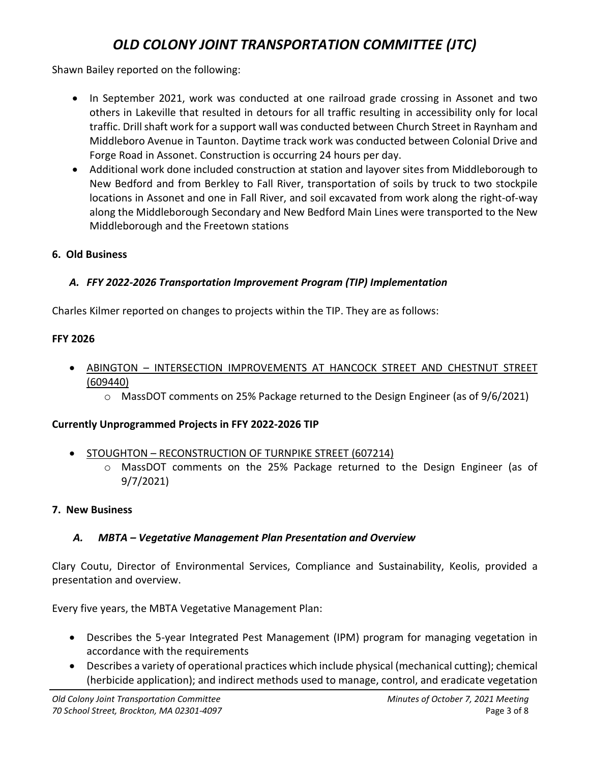Shawn Bailey reported on the following:

- In September 2021, work was conducted at one railroad grade crossing in Assonet and two others in Lakeville that resulted in detours for all traffic resulting in accessibility only for local traffic. Drill shaft work for a support wall was conducted between Church Street in Raynham and Middleboro Avenue in Taunton. Daytime track work was conducted between Colonial Drive and Forge Road in Assonet. Construction is occurring 24 hours per day.
- Additional work done included construction at station and layover sites from Middleborough to New Bedford and from Berkley to Fall River, transportation of soils by truck to two stockpile locations in Assonet and one in Fall River, and soil excavated from work along the right-of-way along the Middleborough Secondary and New Bedford Main Lines were transported to the New Middleborough and the Freetown stations

## 6. Old Business

### *A. FFY 2022-2026 Transportation Improvement Program (TIP) Implementation*

Charles Kilmer reported on changes to projects within the TIP. They are as follows:

**FFY 2026**

- <u>ABINGTON – INTERSECTION IMPROVEMENTS AT HANCOCK STREET AND CHESTNUT STREET (609440)</u>
  - MassDOT comments on 25% Package returned to the Design Engineer (as of 9/6/2021)

**Currently Unprogrammed Projects in FFY 2022-2026 TIP**

- <u>STOUGHTON – RECONSTRUCTION OF TURNPIKE STREET (607214)</u>
  - MassDOT comments on the 25% Package returned to the Design Engineer (as of 9/7/2021)

## 7. New Business

### *A. MBTA – Vegetative Management Plan Presentation and Overview*

Clary Coutu, Director of Environmental Services, Compliance and Sustainability, Keolis, provided a presentation and overview.

Every five years, the MBTA Vegetative Management Plan:

- Describes the 5-year Integrated Pest Management (IPM) program for managing vegetation in accordance with the requirements
- Describes a variety of operational practices which include physical (mechanical cutting); chemical (herbicide application); and indirect methods used to manage, control, and eradicate vegetation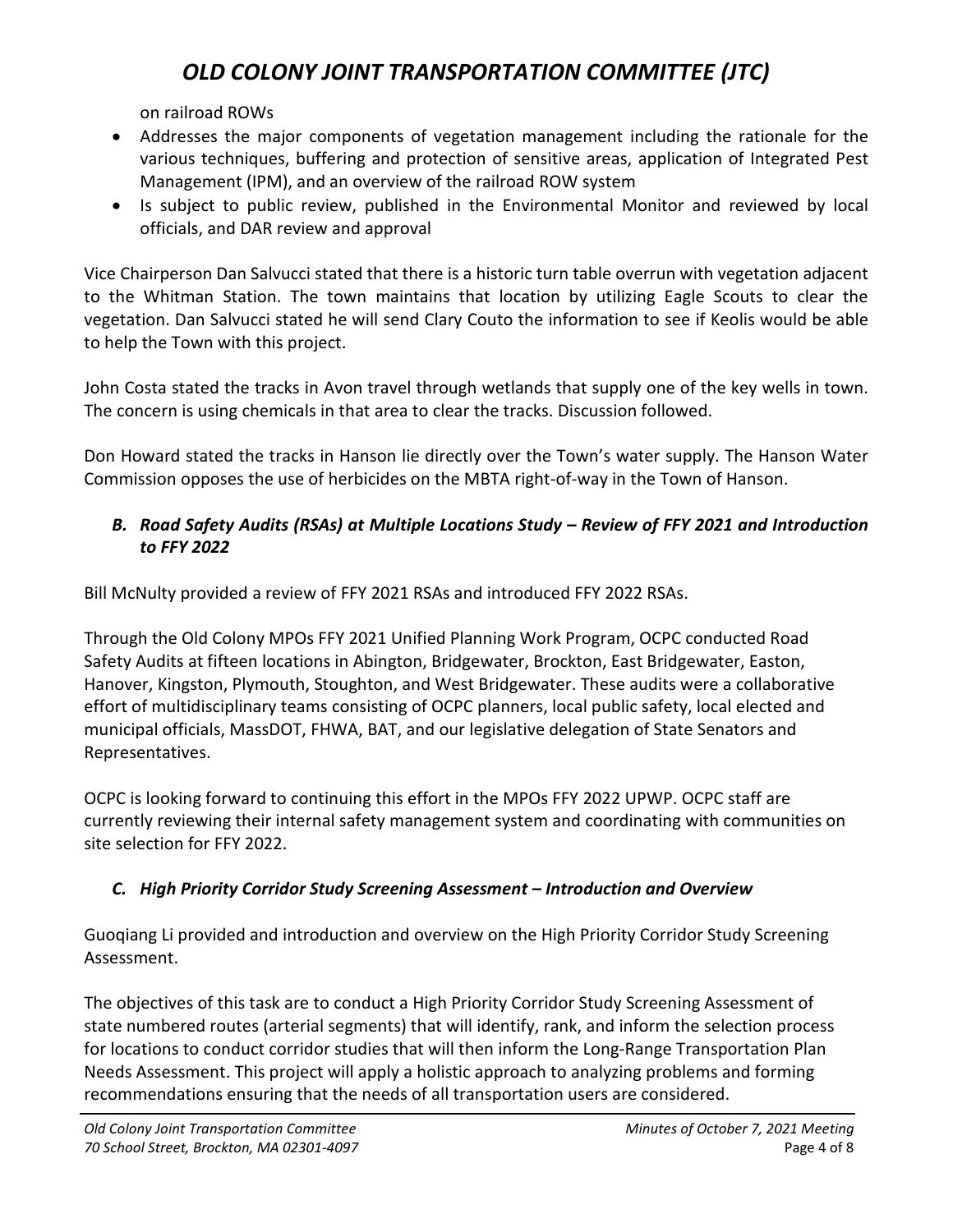on railroad ROWs

- Addresses the major components of vegetation management including the rationale for the various techniques, buffering and protection of sensitive areas, application of Integrated Pest Management (IPM), and an overview of the railroad ROW system
- Is subject to public review, published in the Environmental Monitor and reviewed by local officials, and DAR review and approval

Vice Chairperson Dan Salvucci stated that there is a historic turn table overrun with vegetation adjacent to the Whitman Station. The town maintains that location by utilizing Eagle Scouts to clear the vegetation. Dan Salvucci stated he will send Clary Couto the information to see if Keolis would be able to help the Town with this project.

John Costa stated the tracks in Avon travel through wetlands that supply one of the key wells in town. The concern is using chemicals in that area to clear the tracks. Discussion followed.

Don Howard stated the tracks in Hanson lie directly over the Town's water supply. The Hanson Water Commission opposes the use of herbicides on the MBTA right-of-way in the Town of Hanson.

### *B. Road Safety Audits (RSAs) at Multiple Locations Study – Review of FFY 2021 and Introduction to FFY 2022*

Bill McNulty provided a review of FFY 2021 RSAs and introduced FFY 2022 RSAs.

Through the Old Colony MPOs FFY 2021 Unified Planning Work Program, OCPC conducted Road Safety Audits at fifteen locations in Abington, Bridgewater, Brockton, East Bridgewater, Easton, Hanover, Kingston, Plymouth, Stoughton, and West Bridgewater. These audits were a collaborative effort of multidisciplinary teams consisting of OCPC planners, local public safety, local elected and municipal officials, MassDOT, FHWA, BAT, and our legislative delegation of State Senators and Representatives.

OCPC is looking forward to continuing this effort in the MPOs FFY 2022 UPWP. OCPC staff are currently reviewing their internal safety management system and coordinating with communities on site selection for FFY 2022.

### *C. High Priority Corridor Study Screening Assessment – Introduction and Overview*

Guoqiang Li provided and introduction and overview on the High Priority Corridor Study Screening Assessment.

The objectives of this task are to conduct a High Priority Corridor Study Screening Assessment of state numbered routes (arterial segments) that will identify, rank, and inform the selection process for locations to conduct corridor studies that will then inform the Long-Range Transportation Plan Needs Assessment. This project will apply a holistic approach to analyzing problems and forming recommendations ensuring that the needs of all transportation users are considered.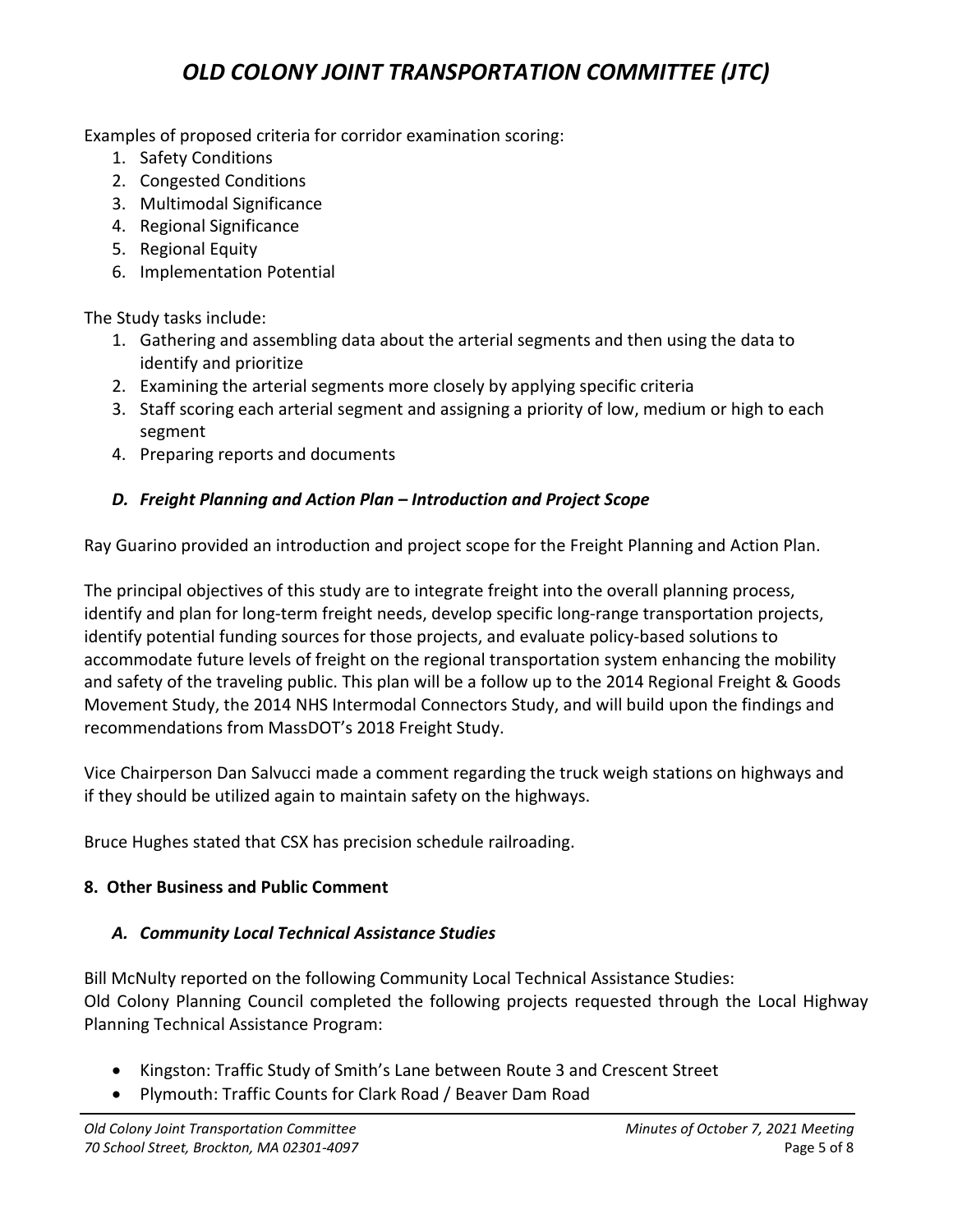Examples of proposed criteria for corridor examination scoring:

1. Safety Conditions
2. Congested Conditions
3. Multimodal Significance
4. Regional Significance
5. Regional Equity
6. Implementation Potential

The Study tasks include:

1. Gathering and assembling data about the arterial segments and then using the data to identify and prioritize
2. Examining the arterial segments more closely by applying specific criteria
3. Staff scoring each arterial segment and assigning a priority of low, medium or high to each segment
4. Preparing reports and documents

### *D. Freight Planning and Action Plan – Introduction and Project Scope*

Ray Guarino provided an introduction and project scope for the Freight Planning and Action Plan.

The principal objectives of this study are to integrate freight into the overall planning process, identify and plan for long-term freight needs, develop specific long-range transportation projects, identify potential funding sources for those projects, and evaluate policy-based solutions to accommodate future levels of freight on the regional transportation system enhancing the mobility and safety of the traveling public. This plan will be a follow up to the 2014 Regional Freight & Goods Movement Study, the 2014 NHS Intermodal Connectors Study, and will build upon the findings and recommendations from MassDOT's 2018 Freight Study.

Vice Chairperson Dan Salvucci made a comment regarding the truck weigh stations on highways and if they should be utilized again to maintain safety on the highways.

Bruce Hughes stated that CSX has precision schedule railroading.

## 8. Other Business and Public Comment

### *A. Community Local Technical Assistance Studies*

Bill McNulty reported on the following Community Local Technical Assistance Studies:
Old Colony Planning Council completed the following projects requested through the Local Highway Planning Technical Assistance Program:

- Kingston: Traffic Study of Smith's Lane between Route 3 and Crescent Street
- Plymouth: Traffic Counts for Clark Road / Beaver Dam Road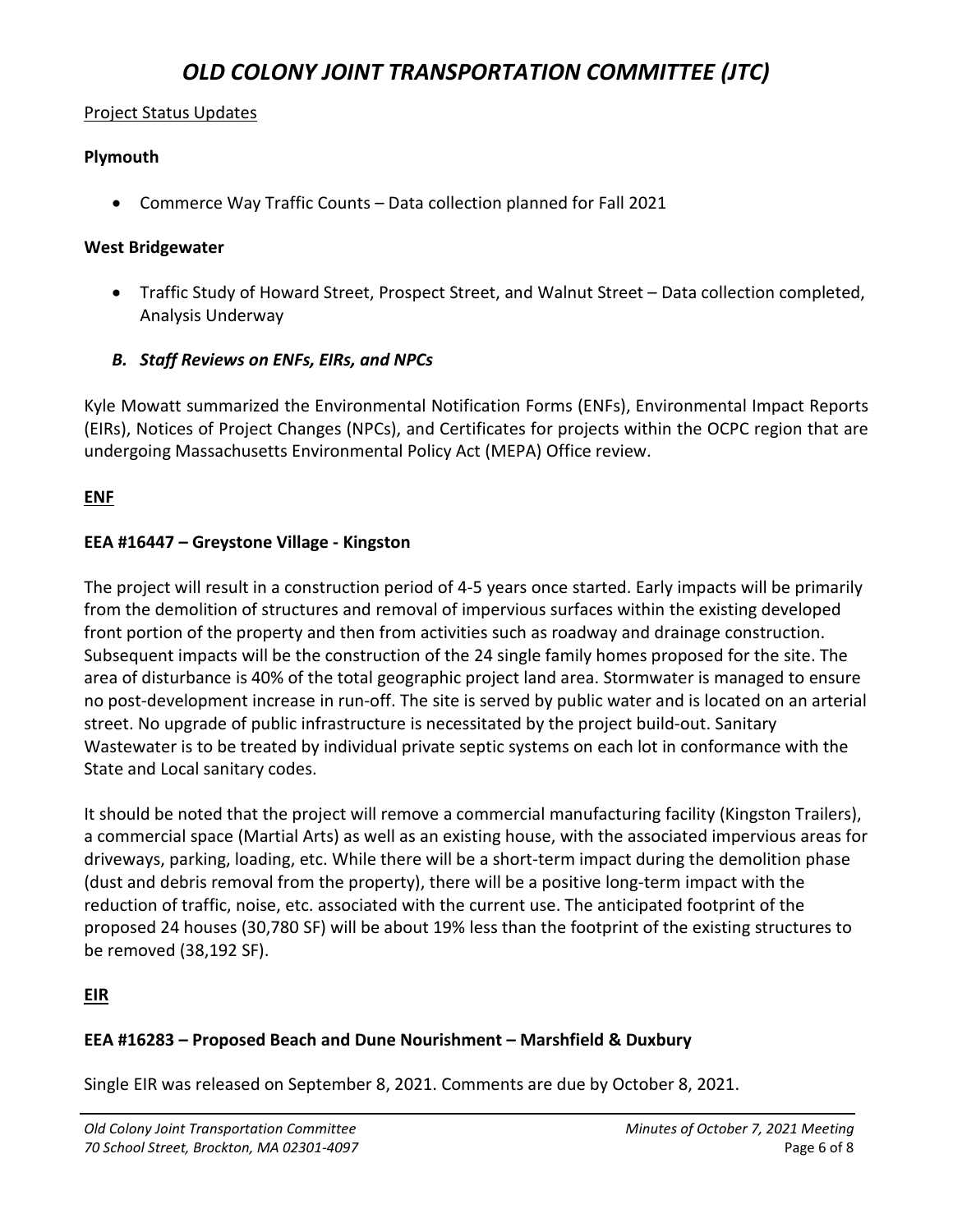# OLD COLONY JOINT TRANSPORTATION COMMITTEE (JTC)

Project Status Updates

**Plymouth**

- Commerce Way Traffic Counts – Data collection planned for Fall 2021

**West Bridgewater**

- Traffic Study of Howard Street, Prospect Street, and Walnut Street – Data collection completed, Analysis Underway

### *B. Staff Reviews on ENFs, EIRs, and NPCs*

Kyle Mowatt summarized the Environmental Notification Forms (ENFs), Environmental Impact Reports (EIRs), Notices of Project Changes (NPCs), and Certificates for projects within the OCPC region that are undergoing Massachusetts Environmental Policy Act (MEPA) Office review.

**ENF**

**EEA #16447 – Greystone Village - Kingston**

The project will result in a construction period of 4-5 years once started. Early impacts will be primarily from the demolition of structures and removal of impervious surfaces within the existing developed front portion of the property and then from activities such as roadway and drainage construction. Subsequent impacts will be the construction of the 24 single family homes proposed for the site. The area of disturbance is 40% of the total geographic project land area. Stormwater is managed to ensure no post-development increase in run-off. The site is served by public water and is located on an arterial street. No upgrade of public infrastructure is necessitated by the project build-out. Sanitary Wastewater is to be treated by individual private septic systems on each lot in conformance with the State and Local sanitary codes.

It should be noted that the project will remove a commercial manufacturing facility (Kingston Trailers), a commercial space (Martial Arts) as well as an existing house, with the associated impervious areas for driveways, parking, loading, etc. While there will be a short-term impact during the demolition phase (dust and debris removal from the property), there will be a positive long-term impact with the reduction of traffic, noise, etc. associated with the current use. The anticipated footprint of the proposed 24 houses (30,780 SF) will be about 19% less than the footprint of the existing structures to be removed (38,192 SF).

**EIR**

**EEA #16283 – Proposed Beach and Dune Nourishment – Marshfield & Duxbury**

Single EIR was released on September 8, 2021. Comments are due by October 8, 2021.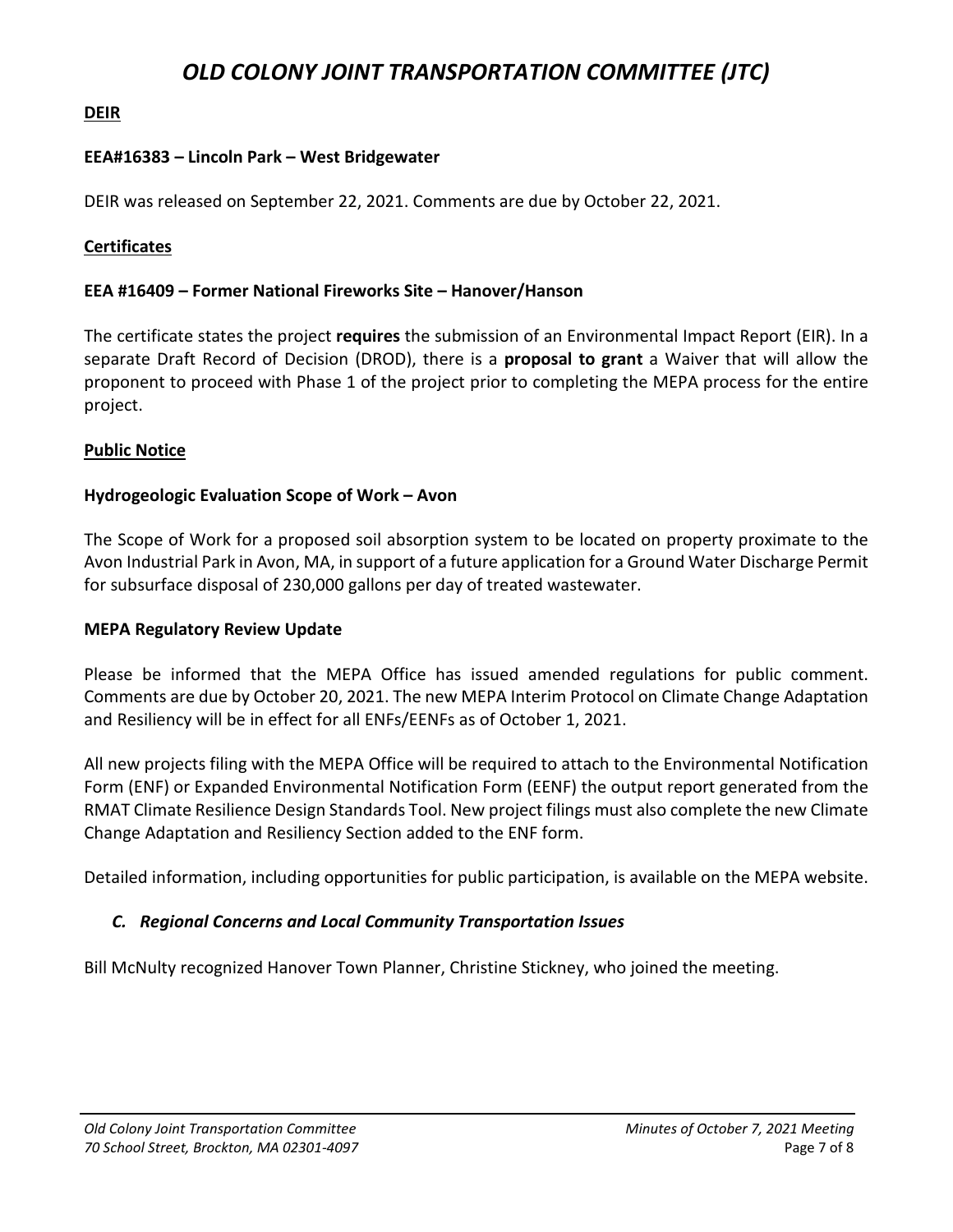**DEIR**

**EEA#16383 – Lincoln Park – West Bridgewater**

DEIR was released on September 22, 2021. Comments are due by October 22, 2021.

**Certificates**

**EEA #16409 – Former National Fireworks Site – Hanover/Hanson**

The certificate states the project **requires** the submission of an Environmental Impact Report (EIR). In a separate Draft Record of Decision (DROD), there is a **proposal to grant** a Waiver that will allow the proponent to proceed with Phase 1 of the project prior to completing the MEPA process for the entire project.

**Public Notice**

**Hydrogeologic Evaluation Scope of Work – Avon**

The Scope of Work for a proposed soil absorption system to be located on property proximate to the Avon Industrial Park in Avon, MA, in support of a future application for a Ground Water Discharge Permit for subsurface disposal of 230,000 gallons per day of treated wastewater.

**MEPA Regulatory Review Update**

Please be informed that the MEPA Office has issued amended regulations for public comment. Comments are due by October 20, 2021. The new MEPA Interim Protocol on Climate Change Adaptation and Resiliency will be in effect for all ENFs/EENFs as of October 1, 2021.

All new projects filing with the MEPA Office will be required to attach to the Environmental Notification Form (ENF) or Expanded Environmental Notification Form (EENF) the output report generated from the RMAT Climate Resilience Design Standards Tool. New project filings must also complete the new Climate Change Adaptation and Resiliency Section added to the ENF form.

Detailed information, including opportunities for public participation, is available on the MEPA website.

### *C. Regional Concerns and Local Community Transportation Issues*

Bill McNulty recognized Hanover Town Planner, Christine Stickney, who joined the meeting.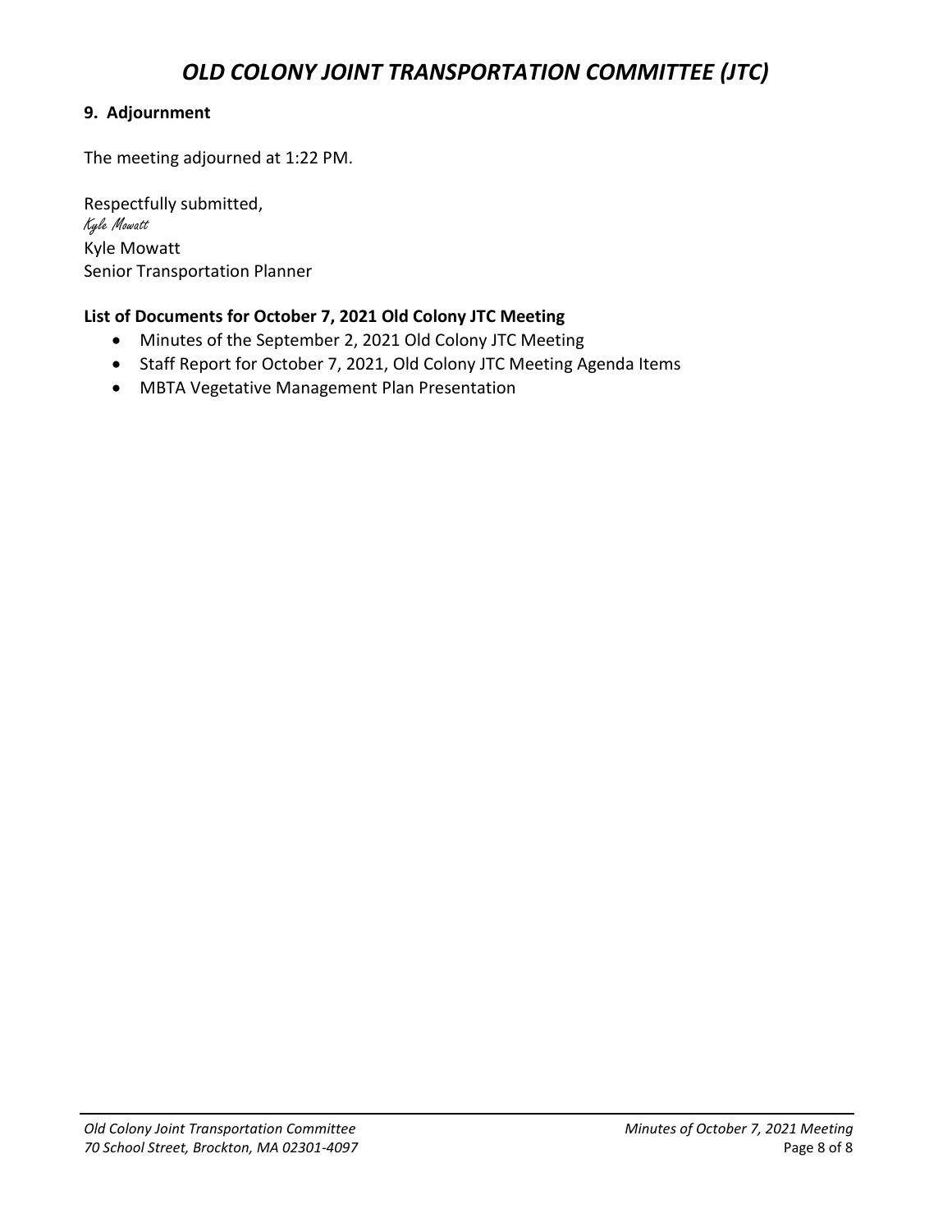## 9. Adjournment

The meeting adjourned at 1:22 PM.

Respectfully submitted,
*Kyle Mowatt*
Kyle Mowatt
Senior Transportation Planner

### List of Documents for October 7, 2021 Old Colony JTC Meeting

- Minutes of the September 2, 2021 Old Colony JTC Meeting
- Staff Report for October 7, 2021, Old Colony JTC Meeting Agenda Items
- MBTA Vegetative Management Plan Presentation